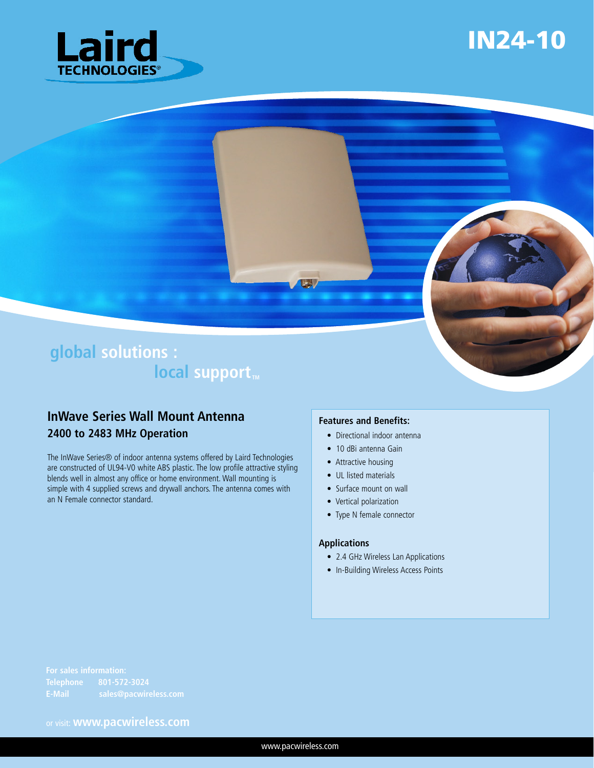# IN24-10

Laird TECHNOLOGIES

**global solutions : local support™**

## InWave Series Wall Mount Antenna

### 2400 to 2483 MHz Operation

The InWave Series® of indoor antenna systems offered by Laird Technologies are constructed of UL94-V0 white ABS plastic. The low profile attractive styling blends well in almost any office or home environment. Wall mounting is simple with 4 supplied screws and drywall anchors. The antenna comes with an N Female connector standard.

### Features and Benefits:

- Directional indoor antenna
- 10 dBi antenna Gain
- Attractive housing
- UL listed materials
- Surface mount on wall
- Vertical polarization
- Type N female connector

### Applications

- 2.4 GHz Wireless Lan Applications
- In-Building Wireless Access Points

**For sales information:**
**Telephone** 801-572-3024
**E-Mail** sales@pacwireless.com

or visit: **www.pacwireless.com**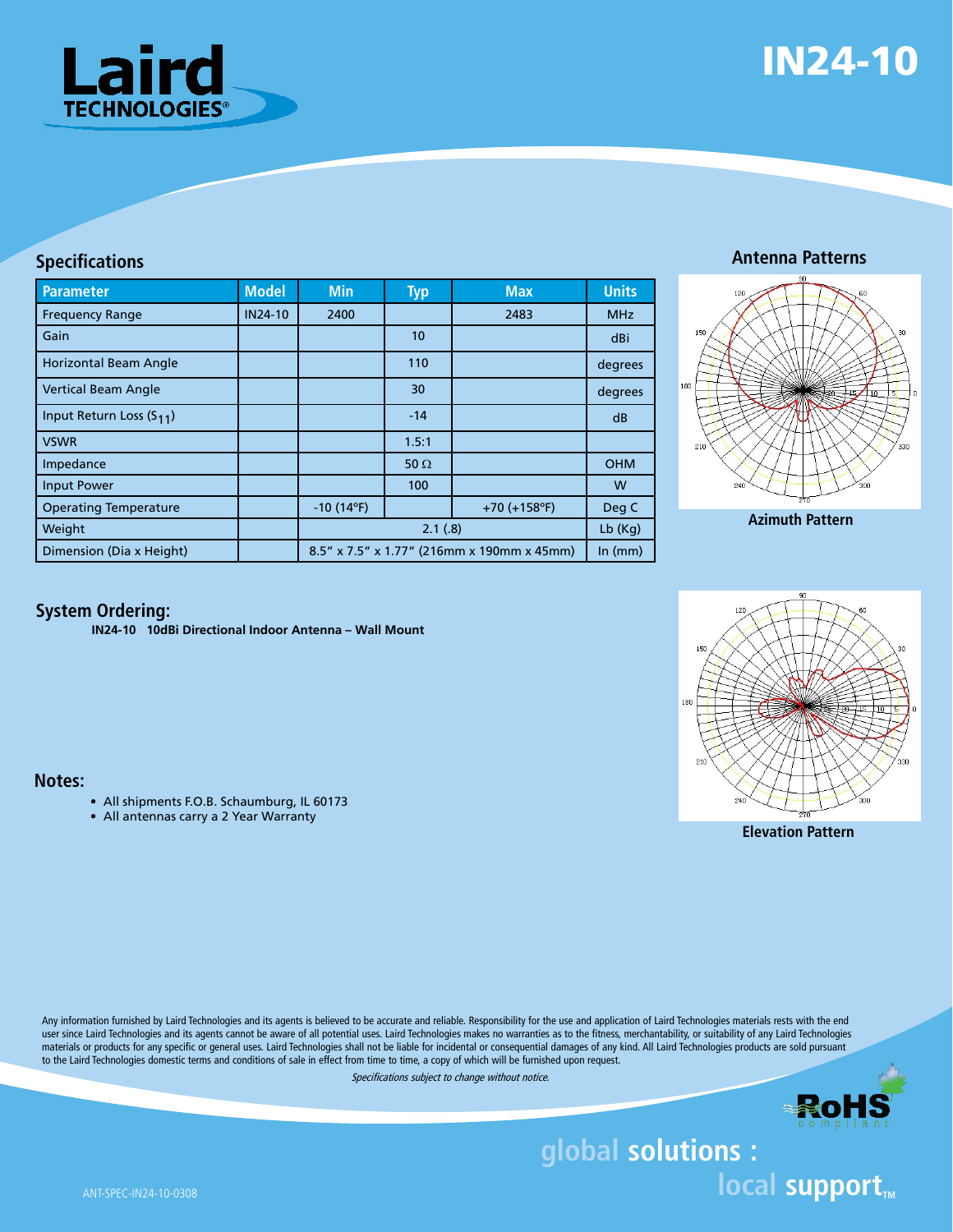# IN24-10

## Specifications

| Parameter | Model | Min | Typ | Max | Units |
|---|---|---|---|---|---|
| Frequency Range | IN24-10 | 2400 | | 2483 | MHz |
| Gain | | | 10 | | dBi |
| Horizontal Beam Angle | | | 110 | | degrees |
| Vertical Beam Angle | | | 30 | | degrees |
| Input Return Loss ($S_{11}$) | | | -14 | | dB |
| VSWR | | | 1.5:1 | | |
| Impedance | | | 50 Ω | | OHM |
| Input Power | | | 100 | | W |
| Operating Temperature | | -10 (14°F) | | +70 (+158°F) | Deg C |
| Weight | | 2.1 (.8) | | | Lb (Kg) |
| Dimension (Dia x Height) | | 8.5" x 7.5" x 1.77" (216mm x 190mm x 45mm) | | | In (mm) |

## Antenna Patterns

90
120
60
150
30
180
0
210
330
240
300
270
20
15
10
5

Azimuth Pattern

90
120
60
150
30
180
0
210
330
240
300
270
20
15
10
5

Elevation Pattern

## System Ordering:

**IN24-10 10dBi Directional Indoor Antenna – Wall Mount**

## Notes:

- All shipments F.O.B. Schaumburg, IL 60173
- All antennas carry a 2 Year Warranty

Any information furnished by Laird Technologies and its agents is believed to be accurate and reliable. Responsibility for the use and application of Laird Technologies materials rests with the end user since Laird Technologies and its agents cannot be aware of all potential uses. Laird Technologies makes no warranties as to the fitness, merchantability, or suitability of any Laird Technologies materials or products for any specific or general uses. Laird Technologies shall not be liable for incidental or consequential damages of any kind. All Laird Technologies products are sold pursuant to the Laird Technologies domestic terms and conditions of sale in effect from time to time, a copy of which will be furnished upon request.

*Specifications subject to change without notice.*

RoHS compliant

global solutions : local support™

ANT-SPEC-IN24-10-0308